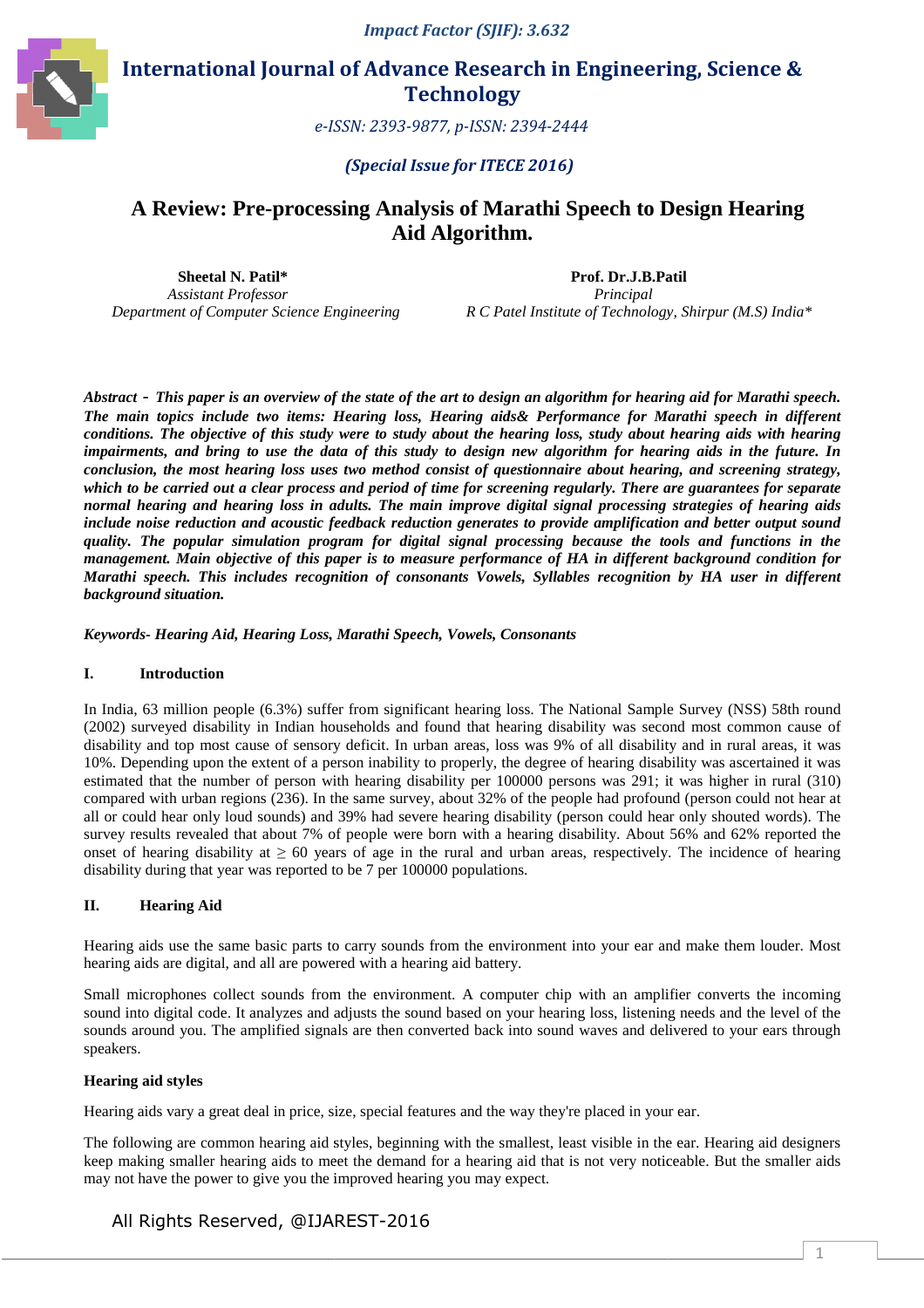# A Review: Pre-processing Analysis of Marathi Speech to Design Hearing Aid Algorithm.

**Sheetal N. Patil***
*Assistant Professor*
*Department of Computer Science Engineering*

**Prof. Dr.J.B.Patil**
*Principal*
*R C Patel Institute of Technology, Shirpur (M.S) India**

***Abstract** - This paper is an overview of the state of the art to design an algorithm for hearing aid for Marathi speech. The main topics include two items: Hearing loss, Hearing aids& Performance for Marathi speech in different conditions. The objective of this study were to study about the hearing loss, study about hearing aids with hearing impairments, and bring to use the data of this study to design new algorithm for hearing aids in the future. In conclusion, the most hearing loss uses two method consist of questionnaire about hearing, and screening strategy, which to be carried out a clear process and period of time for screening regularly. There are guarantees for separate normal hearing and hearing loss in adults. The main improve digital signal processing strategies of hearing aids include noise reduction and acoustic feedback reduction generates to provide amplification and better output sound quality. The popular simulation program for digital signal processing because the tools and functions in the management. Main objective of this paper is to measure performance of HA in different background condition for Marathi speech. This includes recognition of consonants Vowels, Syllables recognition by HA user in different background situation.*

*Keywords- Hearing Aid, Hearing Loss, Marathi Speech, Vowels, Consonants*

## I. Introduction

In India, 63 million people (6.3%) suffer from significant hearing loss. The National Sample Survey (NSS) 58th round (2002) surveyed disability in Indian households and found that hearing disability was second most common cause of disability and top most cause of sensory deficit. In urban areas, loss was 9% of all disability and in rural areas, it was 10%. Depending upon the extent of a person inability to properly, the degree of hearing disability was ascertained it was estimated that the number of person with hearing disability per 100000 persons was 291; it was higher in rural (310) compared with urban regions (236). In the same survey, about 32% of the people had profound (person could not hear at all or could hear only loud sounds) and 39% had severe hearing disability (person could hear only shouted words). The survey results revealed that about 7% of people were born with a hearing disability. About 56% and 62% reported the onset of hearing disability at $\geq$ 60 years of age in the rural and urban areas, respectively. The incidence of hearing disability during that year was reported to be 7 per 100000 populations.

## II. Hearing Aid

Hearing aids use the same basic parts to carry sounds from the environment into your ear and make them louder. Most hearing aids are digital, and all are powered with a hearing aid battery.

Small microphones collect sounds from the environment. A computer chip with an amplifier converts the incoming sound into digital code. It analyzes and adjusts the sound based on your hearing loss, listening needs and the level of the sounds around you. The amplified signals are then converted back into sound waves and delivered to your ears through speakers.

### Hearing aid styles

Hearing aids vary a great deal in price, size, special features and the way they're placed in your ear.

The following are common hearing aid styles, beginning with the smallest, least visible in the ear. Hearing aid designers keep making smaller hearing aids to meet the demand for a hearing aid that is not very noticeable. But the smaller aids may not have the power to give you the improved hearing you may expect.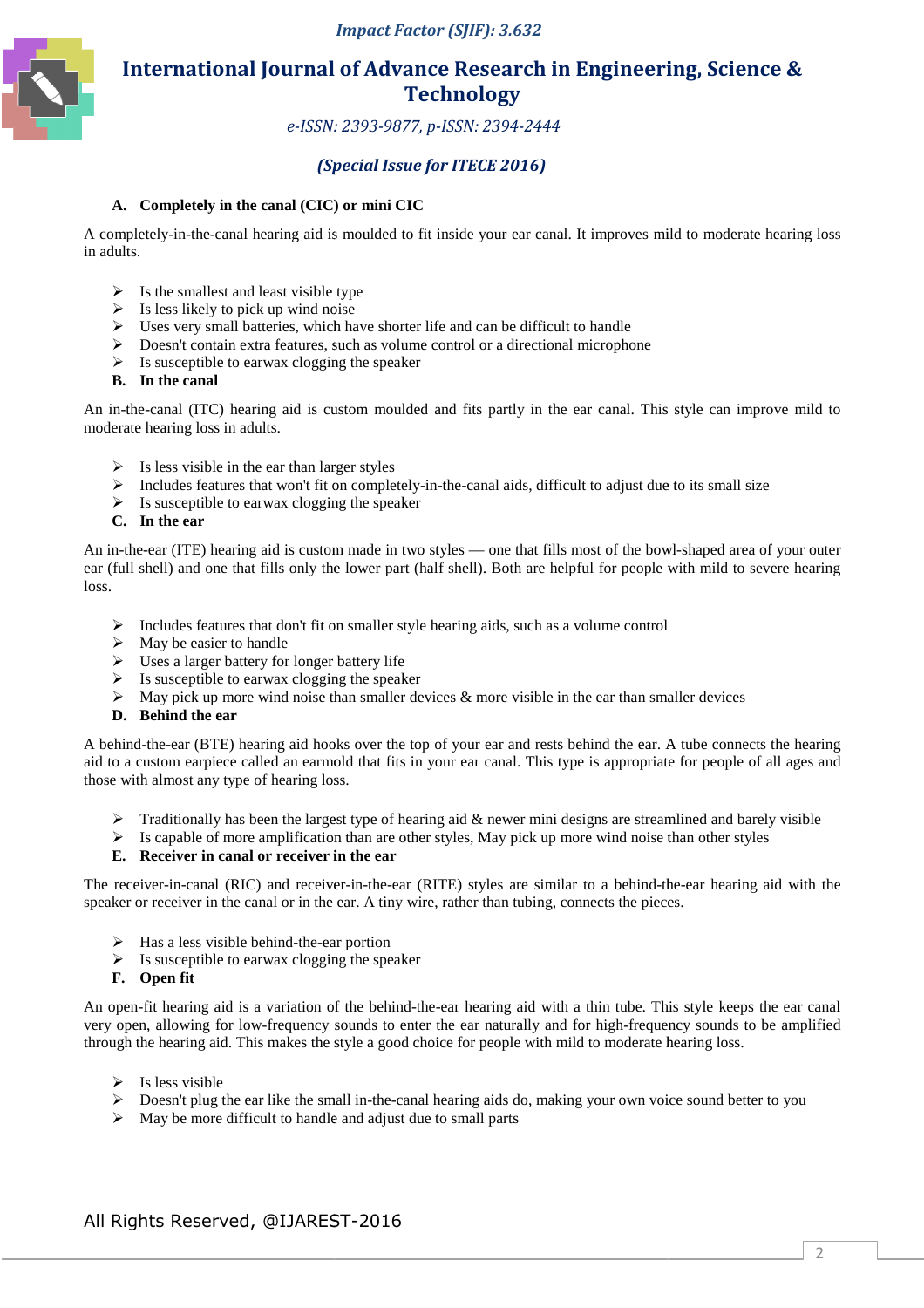**A. Completely in the canal (CIC) or mini CIC**

A completely-in-the-canal hearing aid is moulded to fit inside your ear canal. It improves mild to moderate hearing loss in adults.

- Is the smallest and least visible type
- Is less likely to pick up wind noise
- Uses very small batteries, which have shorter life and can be difficult to handle
- Doesn't contain extra features, such as volume control or a directional microphone
- Is susceptible to earwax clogging the speaker

**B. In the canal**

An in-the-canal (ITC) hearing aid is custom moulded and fits partly in the ear canal. This style can improve mild to moderate hearing loss in adults.

- Is less visible in the ear than larger styles
- Includes features that won't fit on completely-in-the-canal aids, difficult to adjust due to its small size
- Is susceptible to earwax clogging the speaker

**C. In the ear**

An in-the-ear (ITE) hearing aid is custom made in two styles — one that fills most of the bowl-shaped area of your outer ear (full shell) and one that fills only the lower part (half shell). Both are helpful for people with mild to severe hearing loss.

- Includes features that don't fit on smaller style hearing aids, such as a volume control
- May be easier to handle
- Uses a larger battery for longer battery life
- Is susceptible to earwax clogging the speaker
- May pick up more wind noise than smaller devices & more visible in the ear than smaller devices

**D. Behind the ear**

A behind-the-ear (BTE) hearing aid hooks over the top of your ear and rests behind the ear. A tube connects the hearing aid to a custom earpiece called an earmold that fits in your ear canal. This type is appropriate for people of all ages and those with almost any type of hearing loss.

- Traditionally has been the largest type of hearing aid & newer mini designs are streamlined and barely visible
- Is capable of more amplification than are other styles, May pick up more wind noise than other styles

**E. Receiver in canal or receiver in the ear**

The receiver-in-canal (RIC) and receiver-in-the-ear (RITE) styles are similar to a behind-the-ear hearing aid with the speaker or receiver in the canal or in the ear. A tiny wire, rather than tubing, connects the pieces.

- Has a less visible behind-the-ear portion
- Is susceptible to earwax clogging the speaker

**F. Open fit**

An open-fit hearing aid is a variation of the behind-the-ear hearing aid with a thin tube. This style keeps the ear canal very open, allowing for low-frequency sounds to enter the ear naturally and for high-frequency sounds to be amplified through the hearing aid. This makes the style a good choice for people with mild to moderate hearing loss.

- Is less visible
- Doesn't plug the ear like the small in-the-canal hearing aids do, making your own voice sound better to you
- May be more difficult to handle and adjust due to small parts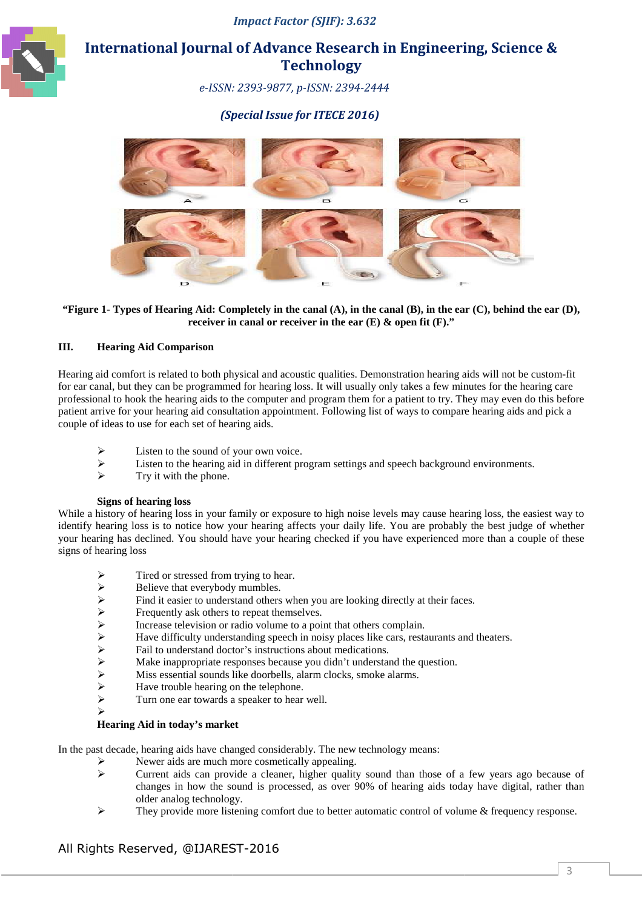**"Figure 1- Types of Hearing Aid: Completely in the canal (A), in the canal (B), in the ear (C), behind the ear (D), receiver in canal or receiver in the ear (E) & open fit (F)."**

## III. Hearing Aid Comparison

Hearing aid comfort is related to both physical and acoustic qualities. Demonstration hearing aids will not be custom-fit for ear canal, but they can be programmed for hearing loss. It will usually only takes a few minutes for the hearing care professional to hook the hearing aids to the computer and program them for a patient to try. They may even do this before patient arrive for your hearing aid consultation appointment. Following list of ways to compare hearing aids and pick a couple of ideas to use for each set of hearing aids.

- Listen to the sound of your own voice.
- Listen to the hearing aid in different program settings and speech background environments.
- Try it with the phone.

### Signs of hearing loss

While a history of hearing loss in your family or exposure to high noise levels may cause hearing loss, the easiest way to identify hearing loss is to notice how your hearing affects your daily life. You are probably the best judge of whether your hearing has declined. You should have your hearing checked if you have experienced more than a couple of these signs of hearing loss

- Tired or stressed from trying to hear.
- Believe that everybody mumbles.
- Find it easier to understand others when you are looking directly at their faces.
- Frequently ask others to repeat themselves.
- Increase television or radio volume to a point that others complain.
- Have difficulty understanding speech in noisy places like cars, restaurants and theaters.
- Fail to understand doctor's instructions about medications.
- Make inappropriate responses because you didn't understand the question.
- Miss essential sounds like doorbells, alarm clocks, smoke alarms.
- Have trouble hearing on the telephone.
- Turn one ear towards a speaker to hear well.

### Hearing Aid in today's market

In the past decade, hearing aids have changed considerably. The new technology means:

- Newer aids are much more cosmetically appealing.
- Current aids can provide a cleaner, higher quality sound than those of a few years ago because of changes in how the sound is processed, as over 90% of hearing aids today have digital, rather than older analog technology.
- They provide more listening comfort due to better automatic control of volume & frequency response.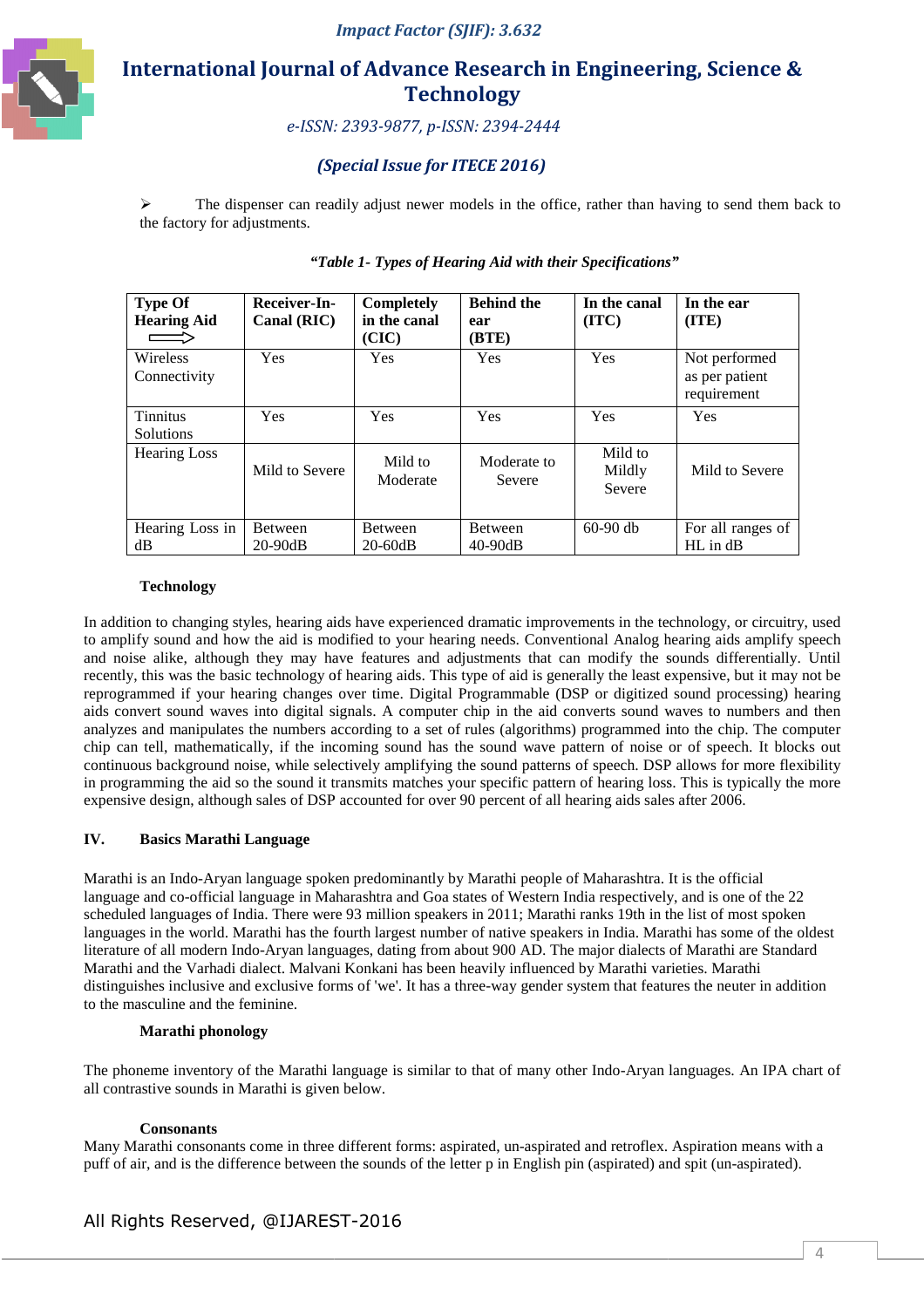➢ The dispenser can readily adjust newer models in the office, rather than having to send them back to the factory for adjustments.

***"Table 1- Types of Hearing Aid with their Specifications"***

| **Type Of Hearing Aid** ⟹ | **Receiver-In-Canal (RIC)** | **Completely in the canal (CIC)** | **Behind the ear (BTE)** | **In the canal (ITC)** | **In the ear (ITE)** |
|---|---|---|---|---|---|
| Wireless Connectivity | Yes | Yes | Yes | Yes | Not performed as per patient requirement |
| Tinnitus Solutions | Yes | Yes | Yes | Yes | Yes |
| Hearing Loss | Mild to Severe | Mild to Moderate | Moderate to Severe | Mild to Mildly Severe | Mild to Severe |
| Hearing Loss in dB | Between 20-90dB | Between 20-60dB | Between 40-90dB | 60-90 db | For all ranges of HL in dB |

**Technology**

In addition to changing styles, hearing aids have experienced dramatic improvements in the technology, or circuitry, used to amplify sound and how the aid is modified to your hearing needs. Conventional Analog hearing aids amplify speech and noise alike, although they may have features and adjustments that can modify the sounds differentially. Until recently, this was the basic technology of hearing aids. This type of aid is generally the least expensive, but it may not be reprogrammed if your hearing changes over time. Digital Programmable (DSP or digitized sound processing) hearing aids convert sound waves into digital signals. A computer chip in the aid converts sound waves to numbers and then analyzes and manipulates the numbers according to a set of rules (algorithms) programmed into the chip. The computer chip can tell, mathematically, if the incoming sound has the sound wave pattern of noise or of speech. It blocks out continuous background noise, while selectively amplifying the sound patterns of speech. DSP allows for more flexibility in programming the aid so the sound it transmits matches your specific pattern of hearing loss. This is typically the more expensive design, although sales of DSP accounted for over 90 percent of all hearing aids sales after 2006.

## IV. Basics Marathi Language

Marathi is an Indo-Aryan language spoken predominantly by Marathi people of Maharashtra. It is the official language and co-official language in Maharashtra and Goa states of Western India respectively, and is one of the 22 scheduled languages of India. There were 93 million speakers in 2011; Marathi ranks 19th in the list of most spoken languages in the world. Marathi has the fourth largest number of native speakers in India. Marathi has some of the oldest literature of all modern Indo-Aryan languages, dating from about 900 AD. The major dialects of Marathi are Standard Marathi and the Varhadi dialect. Malvani Konkani has been heavily influenced by Marathi varieties. Marathi distinguishes inclusive and exclusive forms of 'we'. It has a three-way gender system that features the neuter in addition to the masculine and the feminine.

**Marathi phonology**

The phoneme inventory of the Marathi language is similar to that of many other Indo-Aryan languages. An IPA chart of all contrastive sounds in Marathi is given below.

**Consonants**

Many Marathi consonants come in three different forms: aspirated, un-aspirated and retroflex. Aspiration means with a puff of air, and is the difference between the sounds of the letter p in English pin (aspirated) and spit (un-aspirated).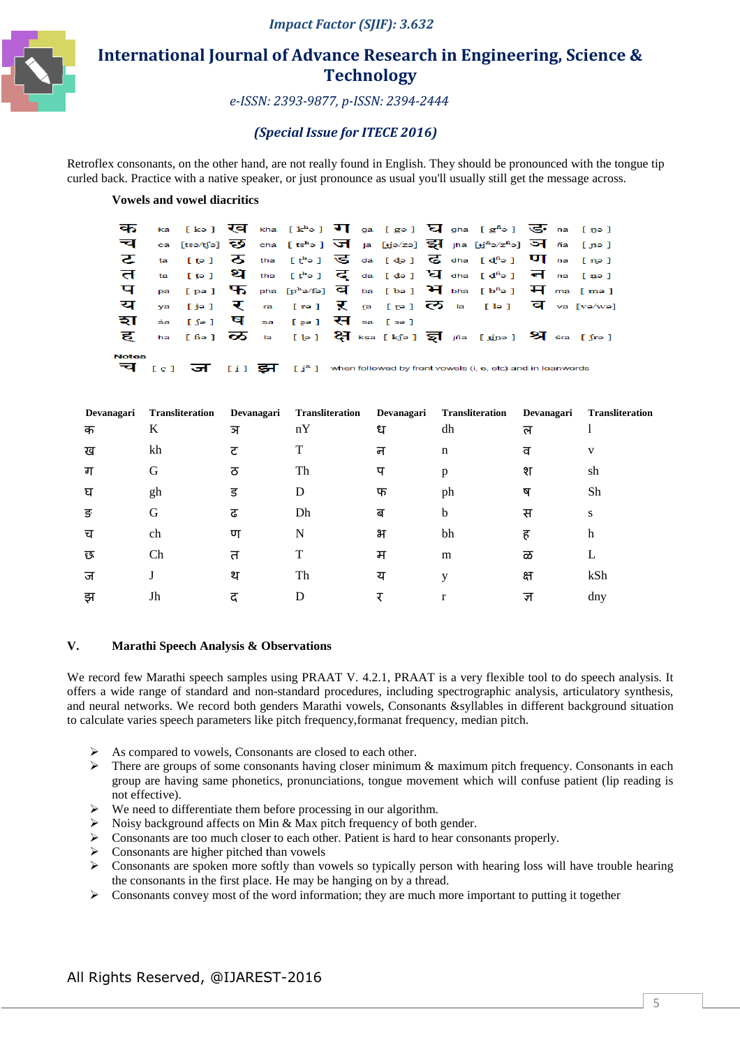Retroflex consonants, on the other hand, are not really found in English. They should be pronounced with the tongue tip curled back. Practice with a native speaker, or just pronounce as usual you'll usually still get the message across.

**Vowels and vowel diacritics**

| | | | | | | | | | | | | | | |
|---|---|---|---|---|---|---|---|---|---|---|---|---|---|---|
| क | ka | [ kə ] | ख | kha | [ kʰə ] | ग | ga | [ gə ] | घ | gha | [ gʱə ] | ङ | ṅa | [ ŋə ] |
| च | ca | [tsə/tʃə] | छ | cha | [ tsʰə ] | ज | ja | [dʑə/zə] | झ | jha | [dʑʱə/zʱə] | ञ | ña | [ ɲə ] |
| ट | ṭa | [ ʈə ] | ठ | ṭha | [ ʈʰə ] | ड | ḍa | [ ɖə ] | ढ | ḍha | [ ɖʱə ] | ण | ṇa | [ ɳə ] |
| त | ta | [ t̪ə ] | थ | tha | [ t̪ʰə ] | द | da | [ d̪ə ] | ध | dha | [ d̪ʱə ] | न | na | [ nə ] |
| प | pa | [ pə ] | फ | pha | [pʰə/fə] | ब | ba | [ bə ] | भ | bha | [ bʱə ] | म | ma | [ mə ] |
| य | ya | [ jə ] | र | ra | [ rə ] | ऱ | ṟa | [ ɽə ] | ल | la | [ lə ] | व | va | [və/wə] |
| श | śa | [ ʃə ] | ष | ṣa | [ ʂə ] | स | sa | [ sə ] | | | | | | |
| ह | ha | [ ɦə ] | ळ | ḷa | [ ɭə ] | क्ष | ksa | [ kʃə ] | ज्ञ | jña | [ dʑɲə ] | श्र | śra | [ ʃrə ] |

Notes

च [ c ] ज [ ɟ ] झ [ ɟʱ ] when followed by front vowels (i, e, etc) and in loanwords

| Devanagari | Transliteration | Devanagari | Transliteration | Devanagari | Transliteration | Devanagari | Transliteration |
|---|---|---|---|---|---|---|---|
| क | K | ञ | nY | ध | dh | ल | l |
| ख | kh | ट | T | न | n | व | v |
| ग | G | ठ | Th | प | p | श | sh |
| घ | gh | ड | D | फ | ph | ष | Sh |
| ङ | G | ढ | Dh | ब | b | स | s |
| च | ch | ण | N | भ | bh | ह | h |
| छ | Ch | त | T | म | m | ळ | L |
| ज | J | थ | Th | य | y | क्ष | kSh |
| झ | Jh | द | D | र | r | ज्ञ | dny |

## V. Marathi Speech Analysis & Observations

We record few Marathi speech samples using PRAAT V. 4.2.1, PRAAT is a very flexible tool to do speech analysis. It offers a wide range of standard and non-standard procedures, including spectrographic analysis, articulatory synthesis, and neural networks. We record both genders Marathi vowels, Consonants &syllables in different background situation to calculate varies speech parameters like pitch frequency,formanat frequency, median pitch.

- As compared to vowels, Consonants are closed to each other.
- There are groups of some consonants having closer minimum & maximum pitch frequency. Consonants in each group are having same phonetics, pronunciations, tongue movement which will confuse patient (lip reading is not effective).
- We need to differentiate them before processing in our algorithm.
- Noisy background affects on Min & Max pitch frequency of both gender.
- Consonants are too much closer to each other. Patient is hard to hear consonants properly.
- Consonants are higher pitched than vowels
- Consonants are spoken more softly than vowels so typically person with hearing loss will have trouble hearing the consonants in the first place. He may be hanging on by a thread.
- Consonants convey most of the word information; they are much more important to putting it together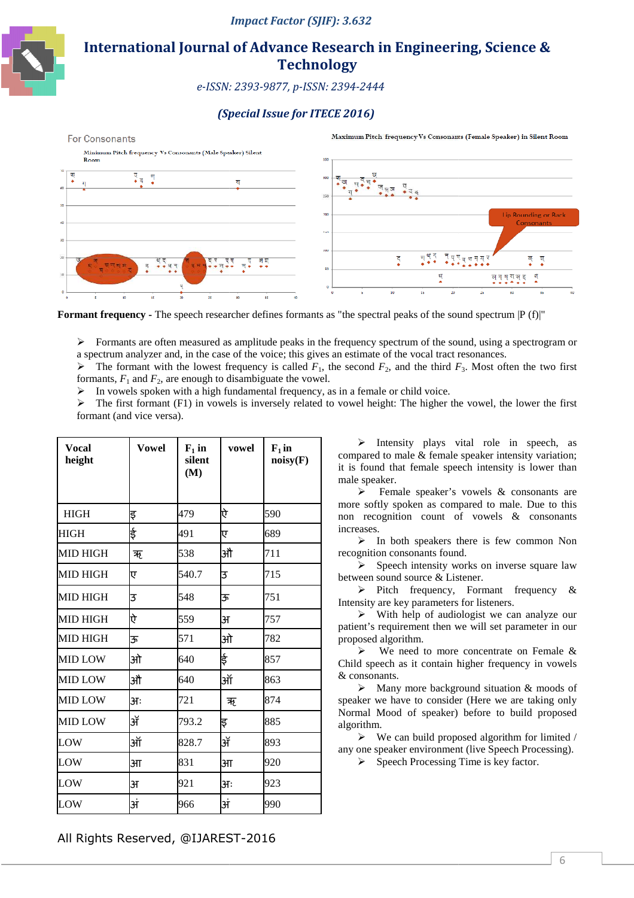For Consonants

Minimum Pitch frequency Vs Consonants (Male Speaker) Silent Room

Maximum Pitch frequency Vs Consonants (Female Speaker) in Silent Room

Lip Rounding or Back Consonants

**Formant frequency** - The speech researcher defines formants as "the spectral peaks of the sound spectrum |P (f)|"

- Formants are often measured as amplitude peaks in the frequency spectrum of the sound, using a spectrogram or a spectrum analyzer and, in the case of the voice; this gives an estimate of the vocal tract resonances.
- The formant with the lowest frequency is called $F_1$, the second $F_2$, and the third $F_3$. Most often the two first formants, $F_1$ and $F_2$, are enough to disambiguate the vowel.
- In vowels spoken with a high fundamental frequency, as in a female or child voice.
- The first formant (F1) in vowels is inversely related to vowel height: The higher the vowel, the lower the first formant (and vice versa).

| Vocal height | Vowel | $F_1$ in silent (M) | vowel | $F_1$ in noisy(F) |
|---|---|---|---|---|
| HIGH | इ | 479 | ऐ | 590 |
| HIGH | ई | 491 | ए | 689 |
| MID HIGH | ऋ | 538 | औ | 711 |
| MID HIGH | ए | 540.7 | उ | 715 |
| MID HIGH | उ | 548 | ऊ | 751 |
| MID HIGH | ऐ | 559 | अ | 757 |
| MID HIGH | ऊ | 571 | ओ | 782 |
| MID LOW | ओ | 640 | ई | 857 |
| MID LOW | औ | 640 | ऑ | 863 |
| MID LOW | अः | 721 | ऋ | 874 |
| MID LOW | अँ | 793.2 | इ | 885 |
| LOW | ऑ | 828.7 | अँ | 893 |
| LOW | आ | 831 | आ | 920 |
| LOW | अ | 921 | अः | 923 |
| LOW | अं | 966 | अं | 990 |

- Intensity plays vital role in speech, as compared to male & female speaker intensity variation; it is found that female speech intensity is lower than male speaker.
- Female speaker's vowels & consonants are more softly spoken as compared to male. Due to this non recognition count of vowels & consonants increases.
- In both speakers there is few common Non recognition consonants found.
- Speech intensity works on inverse square law between sound source & Listener.
- Pitch frequency, Formant frequency & Intensity are key parameters for listeners.
- With help of audiologist we can analyze our patient's requirement then we will set parameter in our proposed algorithm.
- We need to more concentrate on Female & Child speech as it contain higher frequency in vowels & consonants.
- Many more background situation & moods of speaker we have to consider (Here we are taking only Normal Mood of speaker) before to build proposed algorithm.
- We can build proposed algorithm for limited / any one speaker environment (live Speech Processing).
- Speech Processing Time is key factor.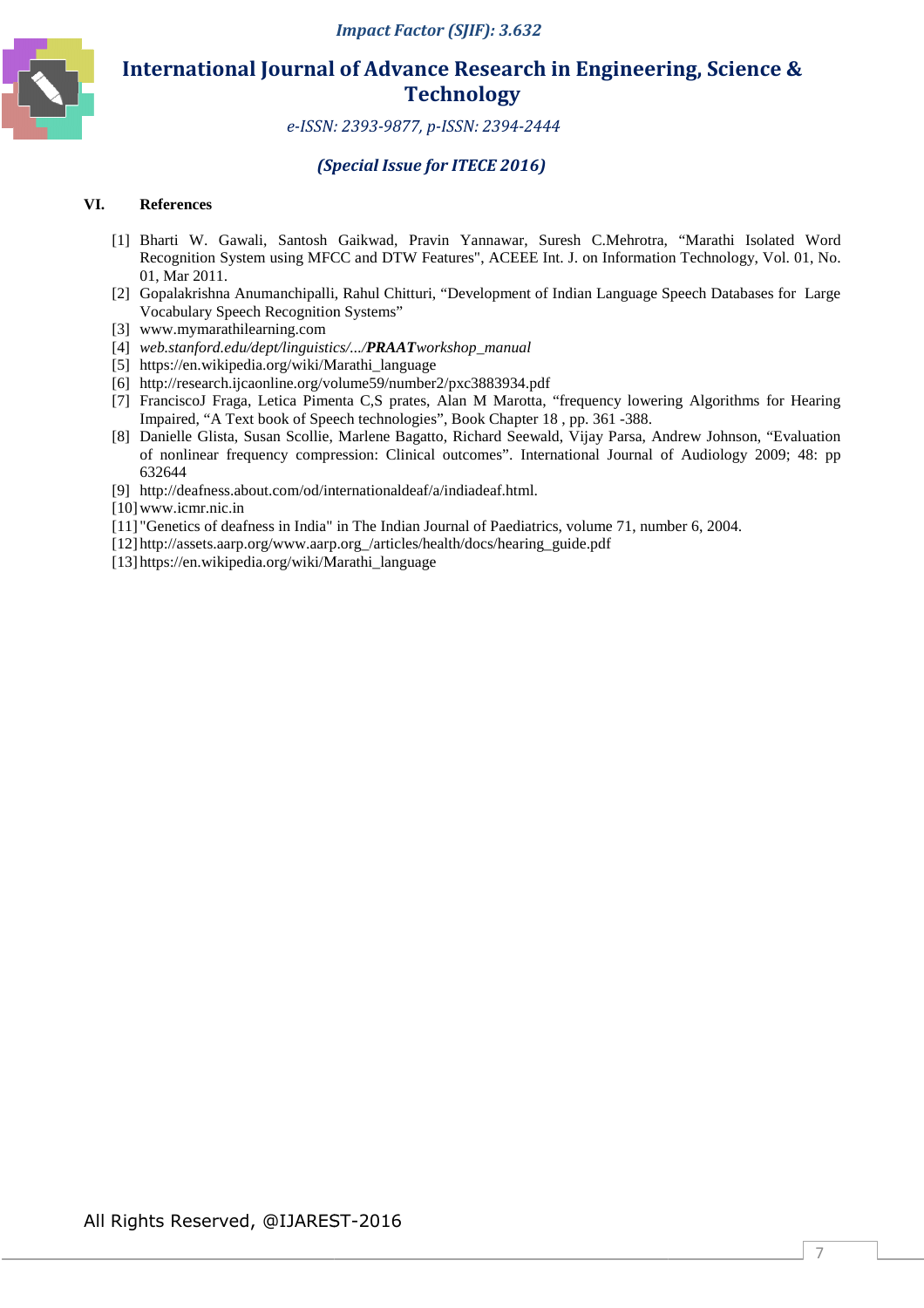## VI. References

[1] Bharti W. Gawali, Santosh Gaikwad, Pravin Yannawar, Suresh C.Mehrotra, “Marathi Isolated Word Recognition System using MFCC and DTW Features", ACEEE Int. J. on Information Technology, Vol. 01, No. 01, Mar 2011.

[2] Gopalakrishna Anumanchipalli, Rahul Chitturi, “Development of Indian Language Speech Databases for Large Vocabulary Speech Recognition Systems”

[3] www.mymarathilearning.com

[4] *web.stanford.edu/dept/linguistics/.../**PRAAT**workshop_manual*

[5] https://en.wikipedia.org/wiki/Marathi_language

[6] http://research.ijcaonline.org/volume59/number2/pxc3883934.pdf

[7] FranciscoJ Fraga, Letica Pimenta C,S prates, Alan M Marotta, “frequency lowering Algorithms for Hearing Impaired, “A Text book of Speech technologies”, Book Chapter 18 , pp. 361 -388.

[8] Danielle Glista, Susan Scollie, Marlene Bagatto, Richard Seewald, Vijay Parsa, Andrew Johnson, “Evaluation of nonlinear frequency compression: Clinical outcomes”. International Journal of Audiology 2009; 48: pp 632644

[9] http://deafness.about.com/od/internationaldeaf/a/indiadeaf.html.

[10] www.icmr.nic.in

[11] "Genetics of deafness in India" in The Indian Journal of Paediatrics, volume 71, number 6, 2004.

[12] http://assets.aarp.org/www.aarp.org_/articles/health/docs/hearing_guide.pdf

[13] https://en.wikipedia.org/wiki/Marathi_language